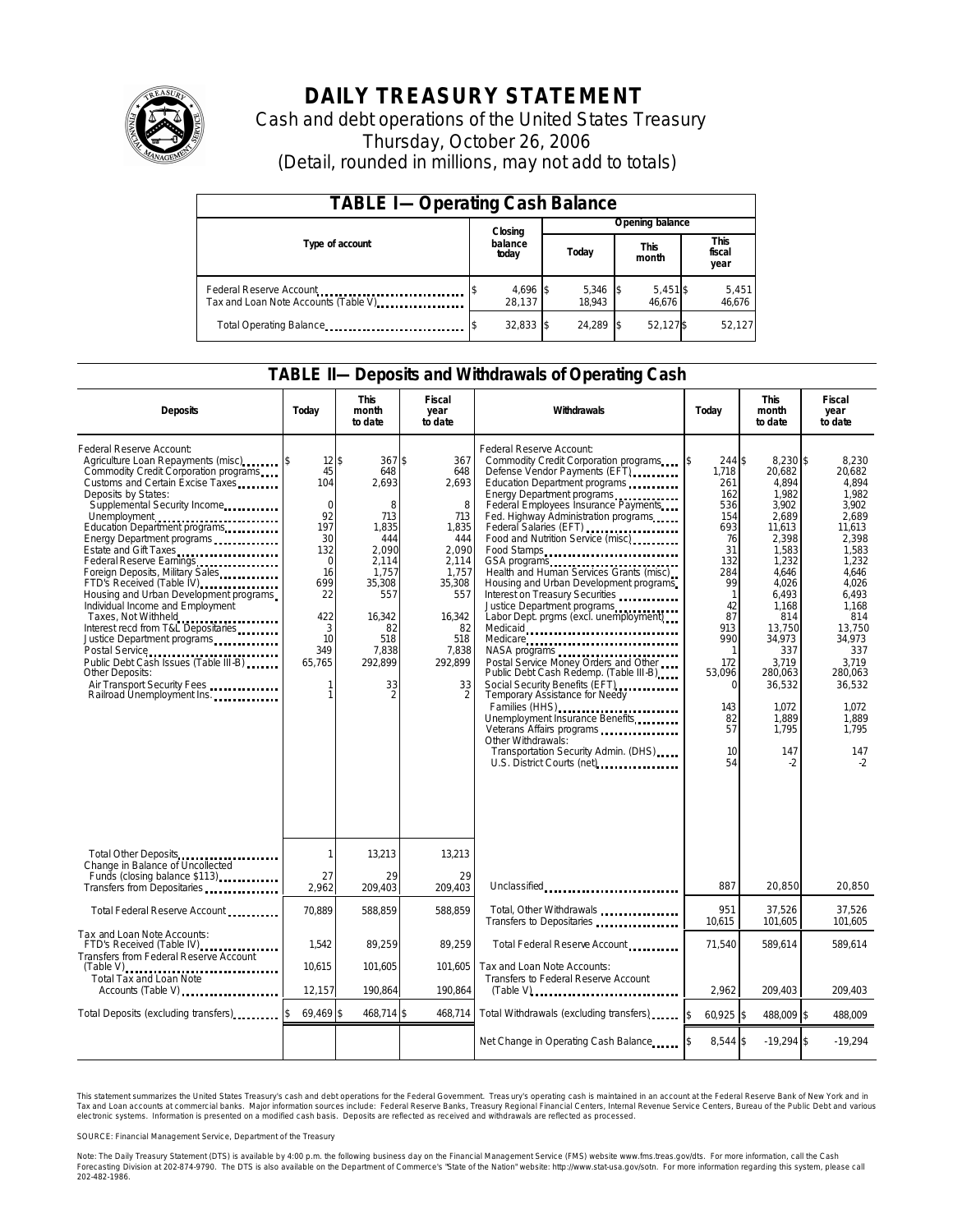# DAILY TREASURY STATEMENT

Cash and debt operations of the United States Treasury

Thursday, October 26, 2006

(Detail, rounded in millions, may not add to totals)

| TABLE I—Operating Cash Balance | | | | |
|---|---|---|---|---|
| Type of account | Closing balance today | Opening balance | | |
| | | Today | This month | This fiscal year |
| Federal Reserve Account | $ 4,696 | $ 5,346 | $ 5,451 | $ 5,451 |
| Tax and Loan Note Accounts (Table V) | 28,137 | 18,943 | 46,676 | 46,676 |
| Total Operating Balance | $ 32,833 | $ 24,289 | $ 52,127 | $ 52,127 |

## TABLE II—Deposits and Withdrawals of Operating Cash

| Deposits | Today | This month to date | Fiscal year to date |
|---|---|---|---|
| Federal Reserve Account: | | | |
| Agriculture Loan Repayments (misc) | $ 12 | $ 367 | $ 367 |
| Commodity Credit Corporation programs | 45 | 648 | 648 |
| Customs and Certain Excise Taxes | 104 | 2,693 | 2,693 |
| Deposits by States: | | | |
| Supplemental Security Income | 0 | 8 | 8 |
| Unemployment | 92 | 713 | 713 |
| Education Department programs | 197 | 1,835 | 1,835 |
| Energy Department programs | 30 | 444 | 444 |
| Estate and Gift Taxes | 132 | 2,090 | 2,090 |
| Federal Reserve Earnings | 0 | 2,114 | 2,114 |
| Foreign Deposits, Military Sales | 16 | 1,757 | 1,757 |
| FTD's Received (Table IV) | 699 | 35,308 | 35,308 |
| Housing and Urban Development programs | 22 | 557 | 557 |
| Individual Income and Employment Taxes, Not Withheld | 422 | 16,342 | 16,342 |
| Interest recd from T&L Depositaries | 3 | 82 | 82 |
| Justice Department programs | 10 | 518 | 518 |
| Postal Service | 349 | 7,838 | 7,838 |
| Public Debt Cash Issues (Table III-B) | 65,765 | 292,899 | 292,899 |
| Other Deposits: | | | |
| Air Transport Security Fees | 1 | 33 | 33 |
| Railroad Unemployment Ins. | 1 | 2 | 2 |
| Total Other Deposits | 1 | 13,213 | 13,213 |
| Change in Balance of Uncollected Funds (closing balance $113) | 27 | 29 | 29 |
| Transfers from Depositaries | 2,962 | 209,403 | 209,403 |
| Total Federal Reserve Account | 70,889 | 588,859 | 588,859 |
| Tax and Loan Note Accounts: | | | |
| FTD's Received (Table IV) | 1,542 | 89,259 | 89,259 |
| Transfers from Federal Reserve Account (Table V) | 10,615 | 101,605 | 101,605 |
| Total Tax and Loan Note Accounts (Table V) | 12,157 | 190,864 | 190,864 |
| Total Deposits (excluding transfers) | $ 69,469 | $ 468,714 | $ 468,714 |

| Withdrawals | Today | This month to date | Fiscal year to date |
|---|---|---|---|
| Federal Reserve Account: | | | |
| Commodity Credit Corporation programs | $ 244 | $ 8,230 | $ 8,230 |
| Defense Vendor Payments (EFT) | 1,718 | 20,682 | 20,682 |
| Education Department programs | 261 | 4,894 | 4,894 |
| Energy Department programs | 162 | 1,982 | 1,982 |
| Federal Employees Insurance Payments | 536 | 3,902 | 3,902 |
| Fed. Highway Administration programs | 154 | 2,689 | 2,689 |
| Federal Salaries (EFT) | 693 | 11,613 | 11,613 |
| Food and Nutrition Service (misc) | 76 | 2,398 | 2,398 |
| Food Stamps | 31 | 1,583 | 1,583 |
| GSA programs | 132 | 1,232 | 1,232 |
| Health and Human Services Grants (misc) | 284 | 4,646 | 4,646 |
| Housing and Urban Development programs | 99 | 4,026 | 4,026 |
| Interest on Treasury Securities | 1 | 6,493 | 6,493 |
| Justice Department programs | 42 | 1,168 | 1,168 |
| Labor Dept. prgms (excl. unemployment) | 87 | 814 | 814 |
| Medicaid | 913 | 13,750 | 13,750 |
| Medicare | 990 | 34,973 | 34,973 |
| NASA programs | 1 | 337 | 337 |
| Postal Service Money Orders and Other | 172 | 3,719 | 3,719 |
| Public Debt Cash Redemp. (Table III-B) | 53,096 | 280,063 | 280,063 |
| Social Security Benefits (EFT) | 0 | 36,532 | 36,532 |
| Temporary Assistance for Needy Families (HHS) | 143 | 1,072 | 1,072 |
| Unemployment Insurance Benefits | 82 | 1,889 | 1,889 |
| Veterans Affairs programs | 57 | 1,795 | 1,795 |
| Other Withdrawals: | | | |
| Transportation Security Admin. (DHS) | 10 | 147 | 147 |
| U.S. District Courts (net) | 54 | -2 | -2 |
| Unclassified | 887 | 20,850 | 20,850 |
| Total, Other Withdrawals | 951 | 37,526 | 37,526 |
| Transfers to Depositaries | 10,615 | 101,605 | 101,605 |
| Total Federal Reserve Account | 71,540 | 589,614 | 589,614 |
| Tax and Loan Note Accounts: | | | |
| Transfers to Federal Reserve Account (Table V) | 2,962 | 209,403 | 209,403 |
| Total Withdrawals (excluding transfers) | $ 60,925 | $ 488,009 | $ 488,009 |
| Net Change in Operating Cash Balance | $ 8,544 | $ -19,294 | $ -19,294 |

This statement summarizes the United States Treasury's cash and debt operations for the Federal Government. Treasury's operating cash is maintained in an account at the Federal Reserve Bank of New York and in Tax and Loan accounts at commercial banks. Major information sources include: Federal Reserve Banks, Treasury Regional Financial Centers, Internal Revenue Service Centers, Bureau of the Public Debt and various electronic systems. Information is presented on a modified cash basis. Deposits are reflected as received and withdrawals are reflected as processed.

SOURCE: Financial Management Service, Department of the Treasury

Note: The Daily Treasury Statement (DTS) is available by 4:00 p.m. the following business day on the Financial Management Service (FMS) website www.fms.treas.gov/dts. For more information, call the Cash Forecasting Division at 202-874-9790. The DTS is also available on the Department of Commerce's "State of the Nation" website: http://www.stat-usa.gov/sotn. For more information regarding this system, please call 202-482-1986.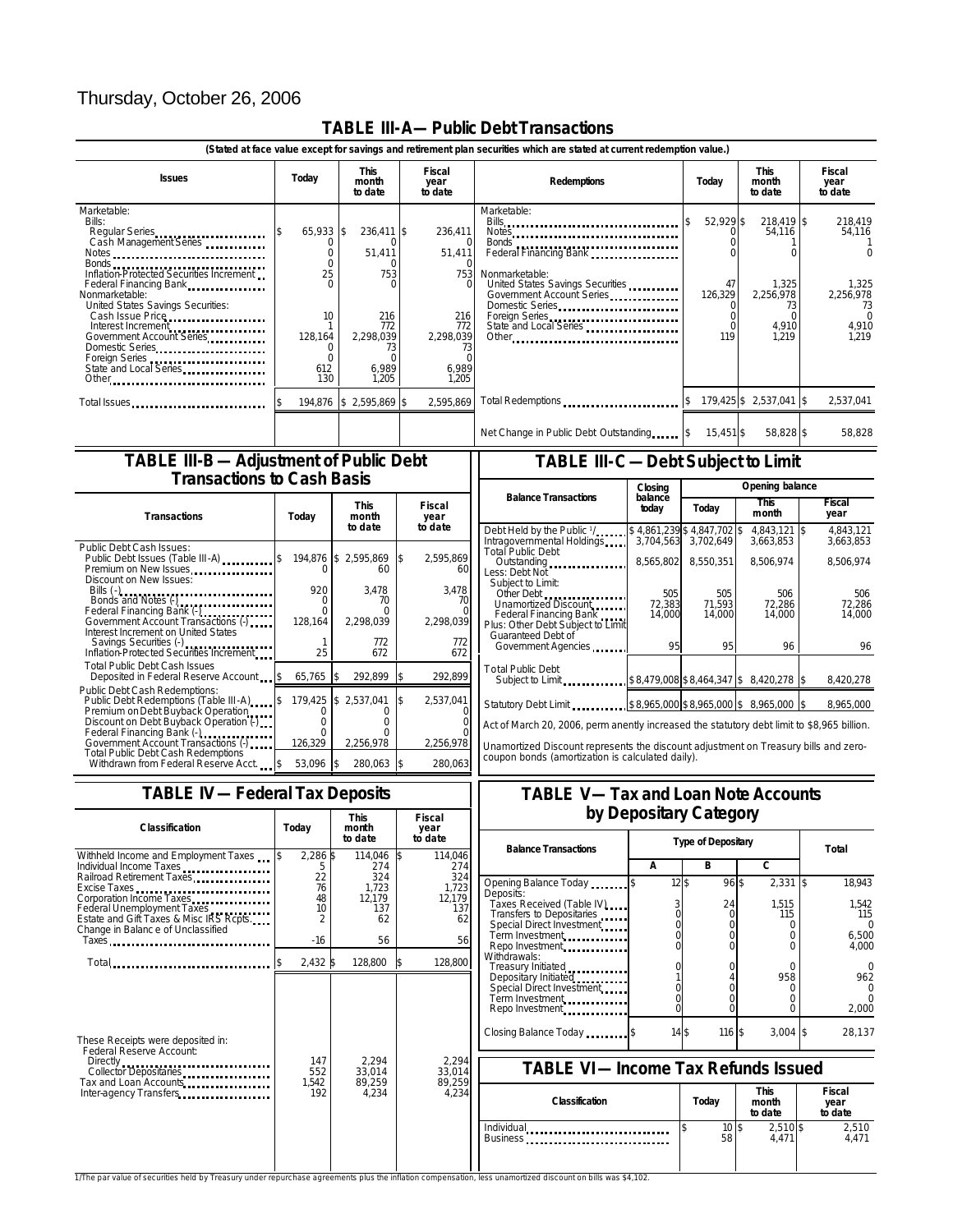Thursday, October 26, 2006

## TABLE III-A — Public Debt Transactions

(Stated at face value except for savings and retirement plan securities which are stated at current redemption value.)

| Issues | Today | This month to date | Fiscal year to date |
|---|---|---|---|
| Marketable: | | | |
| Bills: | | | |
| Regular Series | $ 65,933 | $ 236,411 | $ 236,411 |
| Cash Management Series | 0 | 0 | 0 |
| Notes | 0 | 51,411 | 51,411 |
| Bonds | 0 | 0 | 0 |
| Inflation-Protected Securities Increment | 25 | 753 | 753 |
| Federal Financing Bank | 0 | 0 | 0 |
| Nonmarketable: | | | |
| United States Savings Securities: | | | |
| Cash Issue Price | 10 | 216 | 216 |
| Interest Increment | 1 | 772 | 772 |
| Government Account Series | 128,164 | 2,298,039 | 2,298,039 |
| Domestic Series | 0 | 73 | 73 |
| Foreign Series | 0 | 0 | 0 |
| State and Local Series | 612 | 6,989 | 6,989 |
| Other | 130 | 1,205 | 1,205 |
| Total Issues | $ 194,876 | $ 2,595,869 | $ 2,595,869 |

| Redemptions | Today | This month to date | Fiscal year to date |
|---|---|---|---|
| Marketable: | | | |
| Bills | $ 52,929 | $ 218,419 | $ 218,419 |
| Notes | 0 | 54,116 | 54,116 |
| Bonds | 0 | 1 | 1 |
| Federal Financing Bank | 0 | 0 | 0 |
| Nonmarketable: | | | |
| United States Savings Securities | 47 | 1,325 | 1,325 |
| Government Account Series | 126,329 | 2,256,978 | 2,256,978 |
| Domestic Series | 0 | 73 | 73 |
| Foreign Series | 0 | 0 | 0 |
| State and Local Series | 0 | 4,910 | 4,910 |
| Other | 119 | 1,219 | 1,219 |
| Total Redemptions | $ 179,425 | $ 2,537,041 | $ 2,537,041 |
| Net Change in Public Debt Outstanding | $ 15,451 | $ 58,828 | $ 58,828 |

## TABLE III-B — Adjustment of Public Debt Transactions to Cash Basis

| Transactions | Today | This month to date | Fiscal year to date |
|---|---|---|---|
| Public Debt Cash Issues: | | | |
| Public Debt Issues (Table III-A) | $ 194,876 | $ 2,595,869 | $ 2,595,869 |
| Premium on New Issues | 0 | 60 | 60 |
| Discount on New Issues: | | | |
| Bills (-) | 920 | 3,478 | 3,478 |
| Bonds and Notes (-) | 0 | 70 | 70 |
| Federal Financing Bank (-) | 0 | 0 | 0 |
| Government Account Transactions (-) | 128,164 | 2,298,039 | 2,298,039 |
| Interest Increment on United States Savings Securities (-) | 1 | 772 | 772 |
| Inflation-Protected Securities Increment | 25 | 672 | 672 |
| Total Public Debt Cash Issues Deposited in Federal Reserve Account | $ 65,765 | $ 292,899 | $ 292,899 |
| Public Debt Cash Redemptions: | | | |
| Public Debt Redemptions (Table III-A) | $ 179,425 | $ 2,537,041 | $ 2,537,041 |
| Premium on Debt Buyback Operation | 0 | 0 | 0 |
| Discount on Debt Buyback Operation (-) | 0 | 0 | 0 |
| Federal Financing Bank (-) | 0 | 0 | 0 |
| Government Account Transactions (-) | 126,329 | 2,256,978 | 2,256,978 |
| Total Public Debt Cash Redemptions Withdrawn from Federal Reserve Acct. | $ 53,096 | $ 280,063 | $ 280,063 |

## TABLE III-C — Debt Subject to Limit

| Balance Transactions | Closing balance today | Opening balance Today | Opening balance This month | Opening balance Fiscal year |
|---|---|---|---|---|
| Debt Held by the Public [1] | $ 4,861,239 | $ 4,847,702 | $ 4,843,121 | $ 4,843,121 |
| Intragovernmental Holdings | 3,704,563 | 3,702,649 | 3,663,853 | 3,663,853 |
| Total Public Debt Outstanding | 8,565,802 | 8,550,351 | 8,506,974 | 8,506,974 |
| Less: Debt Not Subject to Limit: | | | | |
| Other Debt | 505 | 505 | 506 | 506 |
| Unamortized Discount | 72,383 | 71,593 | 72,286 | 72,286 |
| Federal Financing Bank | 14,000 | 14,000 | 14,000 | 14,000 |
| Plus: Other Debt Subject to Limit | | | | |
| Guaranteed Debt of Government Agencies | 95 | 95 | 96 | 96 |
| Total Public Debt Subject to Limit | $ 8,479,008 | $ 8,464,347 | $ 8,420,278 | $ 8,420,278 |
| Statutory Debt Limit | $ 8,965,000 | $ 8,965,000 | $ 8,965,000 | $ 8,965,000 |

Act of March 20, 2006, permanently increased the statutory debt limit to $8,965 billion.

Unamortized Discount represents the discount adjustment on Treasury bills and zero-coupon bonds (amortization is calculated daily).

## TABLE IV — Federal Tax Deposits

| Classification | Today | This month to date | Fiscal year to date |
|---|---|---|---|
| Withheld Income and Employment Taxes | $ 2,286 | $ 114,046 | $ 114,046 |
| Individual Income Taxes | 5 | 274 | 274 |
| Railroad Retirement Taxes | 22 | 324 | 324 |
| Excise Taxes | 76 | 1,723 | 1,723 |
| Corporation Income Taxes | 48 | 12,179 | 12,179 |
| Federal Unemployment Taxes | 10 | 137 | 137 |
| Estate and Gift Taxes & Misc IRS Rcpts. | 2 | 62 | 62 |
| Change in Balance of Unclassified Taxes | -16 | 56 | 56 |
| Total | $ 2,432 | $ 128,800 | $ 128,800 |
| These Receipts were deposited in: | | | |
| Federal Reserve Account: | | | |
| Directly | 147 | 2,294 | 2,294 |
| Collector Depositaries | 552 | 33,014 | 33,014 |
| Tax and Loan Accounts | 1,542 | 89,259 | 89,259 |
| Inter-agency Transfers | 192 | 4,234 | 4,234 |

## TABLE V — Tax and Loan Note Accounts by Depositary Category

| Balance Transactions | Type of Depositary A | Type of Depositary B | Type of Depositary C | Total |
|---|---|---|---|---|
| Opening Balance Today | $ 12 | $ 96 | $ 2,331 | $ 18,943 |
| Deposits: | | | | |
| Taxes Received (Table IV) | 3 | 24 | 1,515 | 1,542 |
| Transfers to Depositaries | 0 | 0 | 115 | 115 |
| Special Direct Investment | 0 | 0 | 0 | 0 |
| Term Investment | 0 | 0 | 0 | 6,500 |
| Repo Investment | 0 | 0 | 0 | 4,000 |
| Withdrawals: | | | | |
| Treasury Initiated | 0 | 0 | 0 | 0 |
| Depositary Initiated | 1 | 4 | 958 | 962 |
| Special Direct Investment | 0 | 0 | 0 | 0 |
| Term Investment | 0 | 0 | 0 | 0 |
| Repo Investment | 0 | 0 | 0 | 2,000 |
| Closing Balance Today | $ 14 | $ 116 | $ 3,004 | $ 28,137 |

## TABLE VI — Income Tax Refunds Issued

| Classification | Today | This month to date | Fiscal year to date |
|---|---|---|---|
| Individual | $ 10 | $ 2,510 | $ 2,510 |
| Business | 58 | 4,471 | 4,471 |

1/The par value of securities held by Treasury under repurchase agreements plus the inflation compensation, less unamortized discount on bills was $4,102.